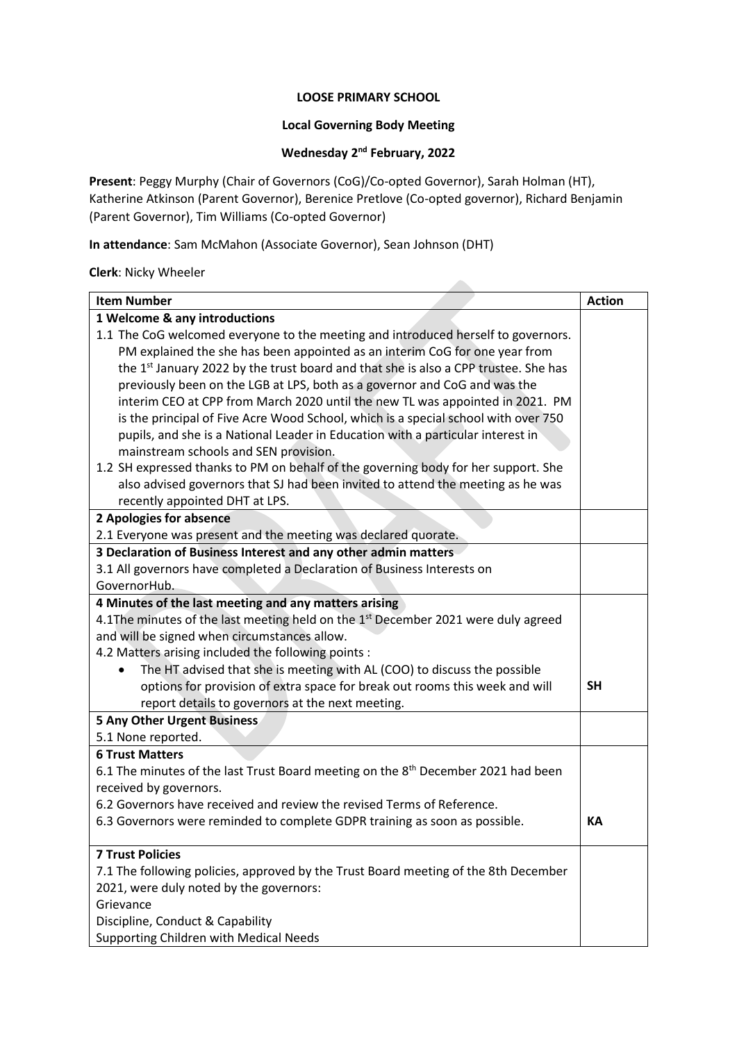**LOOSE PRIMARY SCHOOL**

**Local Governing Body Meeting**

**Wednesday 2nd February, 2022**

**Present**: Peggy Murphy (Chair of Governors (CoG)/Co-opted Governor), Sarah Holman (HT), Katherine Atkinson (Parent Governor), Berenice Pretlove (Co-opted governor), Richard Benjamin (Parent Governor), Tim Williams (Co-opted Governor)

**In attendance**: Sam McMahon (Associate Governor), Sean Johnson (DHT)

**Clerk**: Nicky Wheeler

| Item Number | Action |
|---|---|
| **1 Welcome & any introductions**<br>1.1 The CoG welcomed everyone to the meeting and introduced herself to governors. PM explained the she has been appointed as an interim CoG for one year from the 1st January 2022 by the trust board and that she is also a CPP trustee. She has previously been on the LGB at LPS, both as a governor and CoG and was the interim CEO at CPP from March 2020 until the new TL was appointed in 2021. PM is the principal of Five Acre Wood School, which is a special school with over 750 pupils, and she is a National Leader in Education with a particular interest in mainstream schools and SEN provision.<br>1.2 SH expressed thanks to PM on behalf of the governing body for her support. She also advised governors that SJ had been invited to attend the meeting as he was recently appointed DHT at LPS. | |
| **2 Apologies for absence**<br>2.1 Everyone was present and the meeting was declared quorate. | |
| **3 Declaration of Business Interest and any other admin matters**<br>3.1 All governors have completed a Declaration of Business Interests on GovernorHub. | |
| **4 Minutes of the last meeting and any matters arising**<br>4.1The minutes of the last meeting held on the 1st December 2021 were duly agreed and will be signed when circumstances allow.<br>4.2 Matters arising included the following points :<br>• The HT advised that she is meeting with AL (COO) to discuss the possible options for provision of extra space for break out rooms this week and will report details to governors at the next meeting. | **SH** |
| **5 Any Other Urgent Business**<br>5.1 None reported. | |
| **6 Trust Matters**<br>6.1 The minutes of the last Trust Board meeting on the 8th December 2021 had been received by governors.<br>6.2 Governors have received and review the revised Terms of Reference.<br>6.3 Governors were reminded to complete GDPR training as soon as possible. | **KA** |
| **7 Trust Policies**<br>7.1 The following policies, approved by the Trust Board meeting of the 8th December 2021, were duly noted by the governors:<br>Grievance<br>Discipline, Conduct & Capability<br>Supporting Children with Medical Needs | |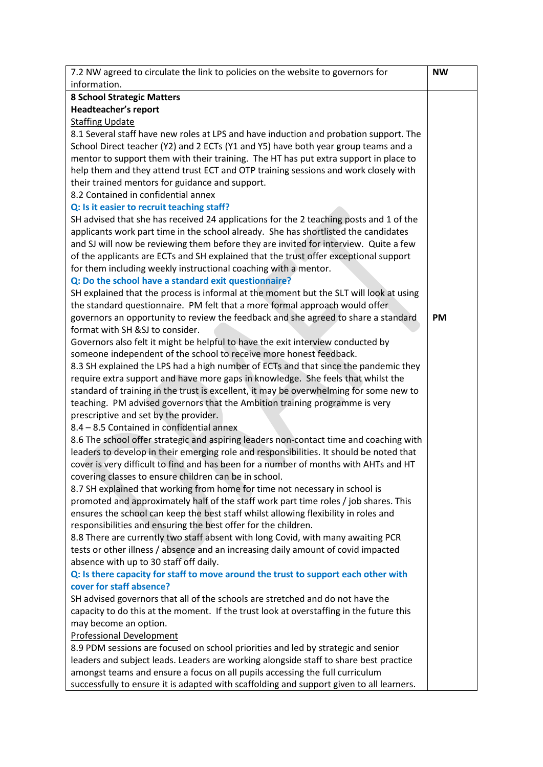| | |
|---|---|
| 7.2 NW agreed to circulate the link to policies on the website to governors for information. | **NW** |
| **8 School Strategic Matters**<br>**Headteacher's report**<br>Staffing Update<br>8.1 Several staff have new roles at LPS and have induction and probation support. The School Direct teacher (Y2) and 2 ECTs (Y1 and Y5) have both year group teams and a mentor to support them with their training. The HT has put extra support in place to help them and they attend trust ECT and OTP training sessions and work closely with their trained mentors for guidance and support.<br>8.2 Contained in confidential annex<br>**Q: Is it easier to recruit teaching staff?**<br>SH advised that she has received 24 applications for the 2 teaching posts and 1 of the applicants work part time in the school already. She has shortlisted the candidates and SJ will now be reviewing them before they are invited for interview. Quite a few of the applicants are ECTs and SH explained that the trust offer exceptional support for them including weekly instructional coaching with a mentor.<br>**Q: Do the school have a standard exit questionnaire?**<br>SH explained that the process is informal at the moment but the SLT will look at using the standard questionnaire. PM felt that a more formal approach would offer governors an opportunity to review the feedback and she agreed to share a standard format with SH &SJ to consider.<br>Governors also felt it might be helpful to have the exit interview conducted by someone independent of the school to receive more honest feedback.<br>8.3 SH explained the LPS had a high number of ECTs and that since the pandemic they require extra support and have more gaps in knowledge. She feels that whilst the standard of training in the trust is excellent, it may be overwhelming for some new to teaching. PM advised governors that the Ambition training programme is very prescriptive and set by the provider.<br>8.4 – 8.5 Contained in confidential annex<br>8.6 The school offer strategic and aspiring leaders non-contact time and coaching with leaders to develop in their emerging role and responsibilities. It should be noted that cover is very difficult to find and has been for a number of months with AHTs and HT covering classes to ensure children can be in school.<br>8.7 SH explained that working from home for time not necessary in school is promoted and approximately half of the staff work part time roles / job shares. This ensures the school can keep the best staff whilst allowing flexibility in roles and responsibilities and ensuring the best offer for the children.<br>8.8 There are currently two staff absent with long Covid, with many awaiting PCR tests or other illness / absence and an increasing daily amount of covid impacted absence with up to 30 staff off daily.<br>**Q: Is there capacity for staff to move around the trust to support each other with cover for staff absence?**<br>SH advised governors that all of the schools are stretched and do not have the capacity to do this at the moment. If the trust look at overstaffing in the future this may become an option.<br>Professional Development<br>8.9 PDM sessions are focused on school priorities and led by strategic and senior leaders and subject leads. Leaders are working alongside staff to share best practice amongst teams and ensure a focus on all pupils accessing the full curriculum successfully to ensure it is adapted with scaffolding and support given to all learners. | **PM** |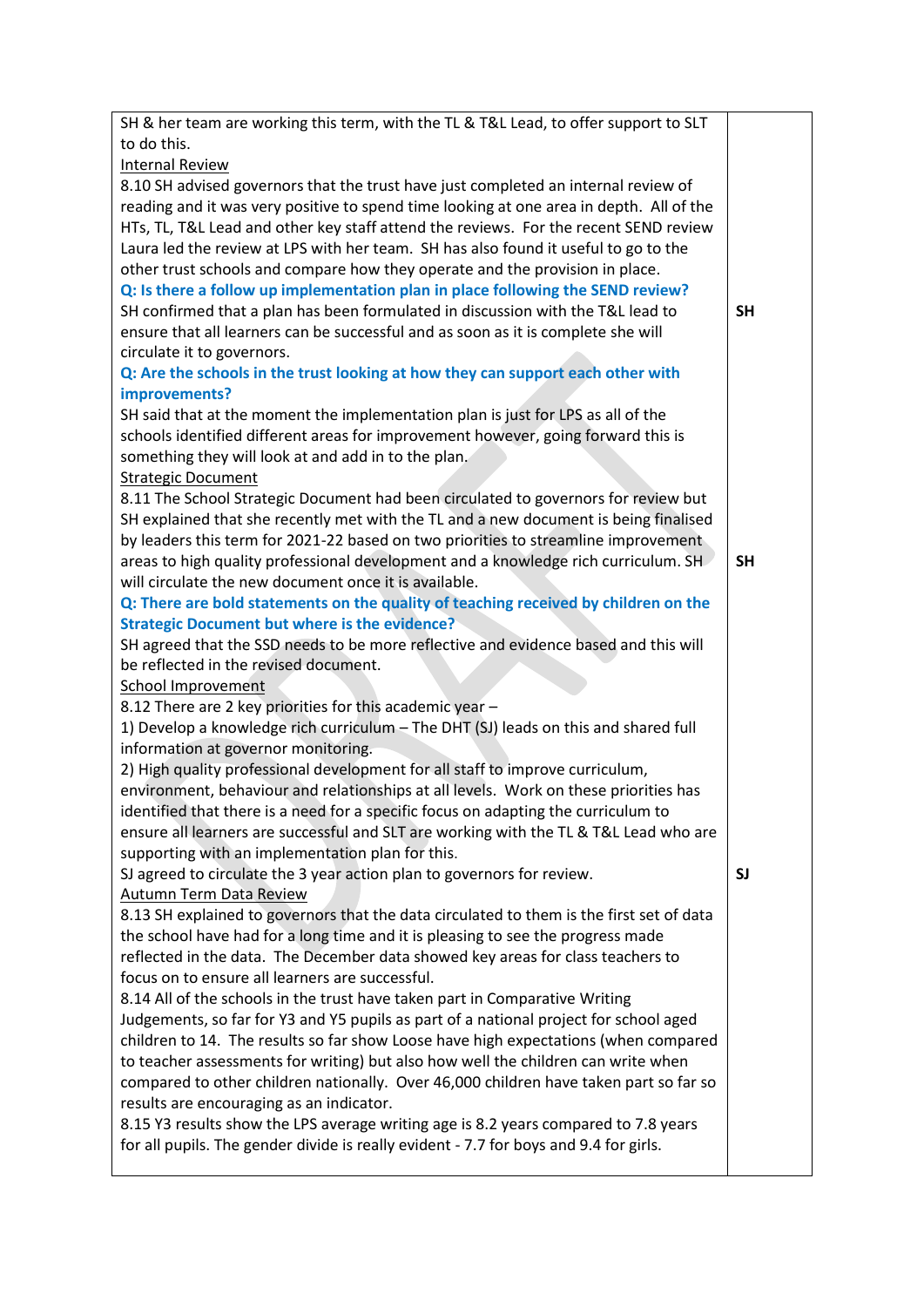| | |
|---|---|
| SH & her team are working this term, with the TL & T&L Lead, to offer support to SLT to do this.<br>Internal Review<br>8.10 SH advised governors that the trust have just completed an internal review of reading and it was very positive to spend time looking at one area in depth. All of the HTs, TL, T&L Lead and other key staff attend the reviews. For the recent SEND review Laura led the review at LPS with her team. SH has also found it useful to go to the other trust schools and compare how they operate and the provision in place.<br>**Q: Is there a follow up implementation plan in place following the SEND review?**<br>SH confirmed that a plan has been formulated in discussion with the T&L lead to ensure that all learners can be successful and as soon as it is complete she will circulate it to governors. | **SH** |
| **Q: Are the schools in the trust looking at how they can support each other with improvements?**<br>SH said that at the moment the implementation plan is just for LPS as all of the schools identified different areas for improvement however, going forward this is something they will look at and add in to the plan.<br>Strategic Document<br>8.11 The School Strategic Document had been circulated to governors for review but SH explained that she recently met with the TL and a new document is being finalised by leaders this term for 2021-22 based on two priorities to streamline improvement areas to high quality professional development and a knowledge rich curriculum. SH will circulate the new document once it is available. | **SH** |
| **Q: There are bold statements on the quality of teaching received by children on the Strategic Document but where is the evidence?**<br>SH agreed that the SSD needs to be more reflective and evidence based and this will be reflected in the revised document.<br>School Improvement<br>8.12 There are 2 key priorities for this academic year –<br>1) Develop a knowledge rich curriculum – The DHT (SJ) leads on this and shared full information at governor monitoring.<br>2) High quality professional development for all staff to improve curriculum, environment, behaviour and relationships at all levels. Work on these priorities has identified that there is a need for a specific focus on adapting the curriculum to ensure all learners are successful and SLT are working with the TL & T&L Lead who are supporting with an implementation plan for this.<br>SJ agreed to circulate the 3 year action plan to governors for review. | **SJ** |
| Autumn Term Data Review<br>8.13 SH explained to governors that the data circulated to them is the first set of data the school have had for a long time and it is pleasing to see the progress made reflected in the data. The December data showed key areas for class teachers to focus on to ensure all learners are successful.<br>8.14 All of the schools in the trust have taken part in Comparative Writing Judgements, so far for Y3 and Y5 pupils as part of a national project for school aged children to 14. The results so far show Loose have high expectations (when compared to teacher assessments for writing) but also how well the children can write when compared to other children nationally. Over 46,000 children have taken part so far so results are encouraging as an indicator.<br>8.15 Y3 results show the LPS average writing age is 8.2 years compared to 7.8 years for all pupils. The gender divide is really evident - 7.7 for boys and 9.4 for girls. | |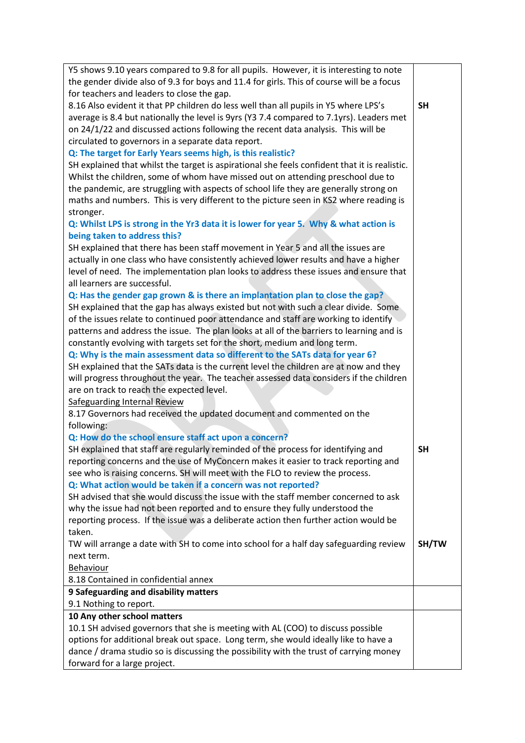| | |
|---|---|
| Y5 shows 9.10 years compared to 9.8 for all pupils. However, it is interesting to note the gender divide also of 9.3 for boys and 11.4 for girls. This of course will be a focus for teachers and leaders to close the gap.<br>8.16 Also evident it that PP children do less well than all pupils in Y5 where LPS's average is 8.4 but nationally the level is 9yrs (Y3 7.4 compared to 7.1yrs). Leaders met on 24/1/22 and discussed actions following the recent data analysis. This will be circulated to governors in a separate data report.<br>**Q: The target for Early Years seems high, is this realistic?**<br>SH explained that whilst the target is aspirational she feels confident that it is realistic. Whilst the children, some of whom have missed out on attending preschool due to the pandemic, are struggling with aspects of school life they are generally strong on maths and numbers. This is very different to the picture seen in KS2 where reading is stronger.<br>**Q: Whilst LPS is strong in the Yr3 data it is lower for year 5. Why & what action is being taken to address this?**<br>SH explained that there has been staff movement in Year 5 and all the issues are actually in one class who have consistently achieved lower results and have a higher level of need. The implementation plan looks to address these issues and ensure that all learners are successful.<br>**Q: Has the gender gap grown & is there an implantation plan to close the gap?**<br>SH explained that the gap has always existed but not with such a clear divide. Some of the issues relate to continued poor attendance and staff are working to identify patterns and address the issue. The plan looks at all of the barriers to learning and is constantly evolving with targets set for the short, medium and long term.<br>**Q: Why is the main assessment data so different to the SATs data for year 6?**<br>SH explained that the SATs data is the current level the children are at now and they will progress throughout the year. The teacher assessed data considers if the children are on track to reach the expected level.<br>Safeguarding Internal Review<br>8.17 Governors had received the updated document and commented on the following:<br>**Q: How do the school ensure staff act upon a concern?**<br>SH explained that staff are regularly reminded of the process for identifying and reporting concerns and the use of MyConcern makes it easier to track reporting and see who is raising concerns. SH will meet with the FLO to review the process.<br>**Q: What action would be taken if a concern was not reported?**<br>SH advised that she would discuss the issue with the staff member concerned to ask why the issue had not been reported and to ensure they fully understood the reporting process. If the issue was a deliberate action then further action would be taken.<br>TW will arrange a date with SH to come into school for a half day safeguarding review next term.<br>Behaviour<br>8.18 Contained in confidential annex | **SH**<br><br>**SH**<br><br>**SH/TW** |
| **9 Safeguarding and disability matters**<br>9.1 Nothing to report. | |
| **10 Any other school matters**<br>10.1 SH advised governors that she is meeting with AL (COO) to discuss possible options for additional break out space. Long term, she would ideally like to have a dance / drama studio so is discussing the possibility with the trust of carrying money forward for a large project. | |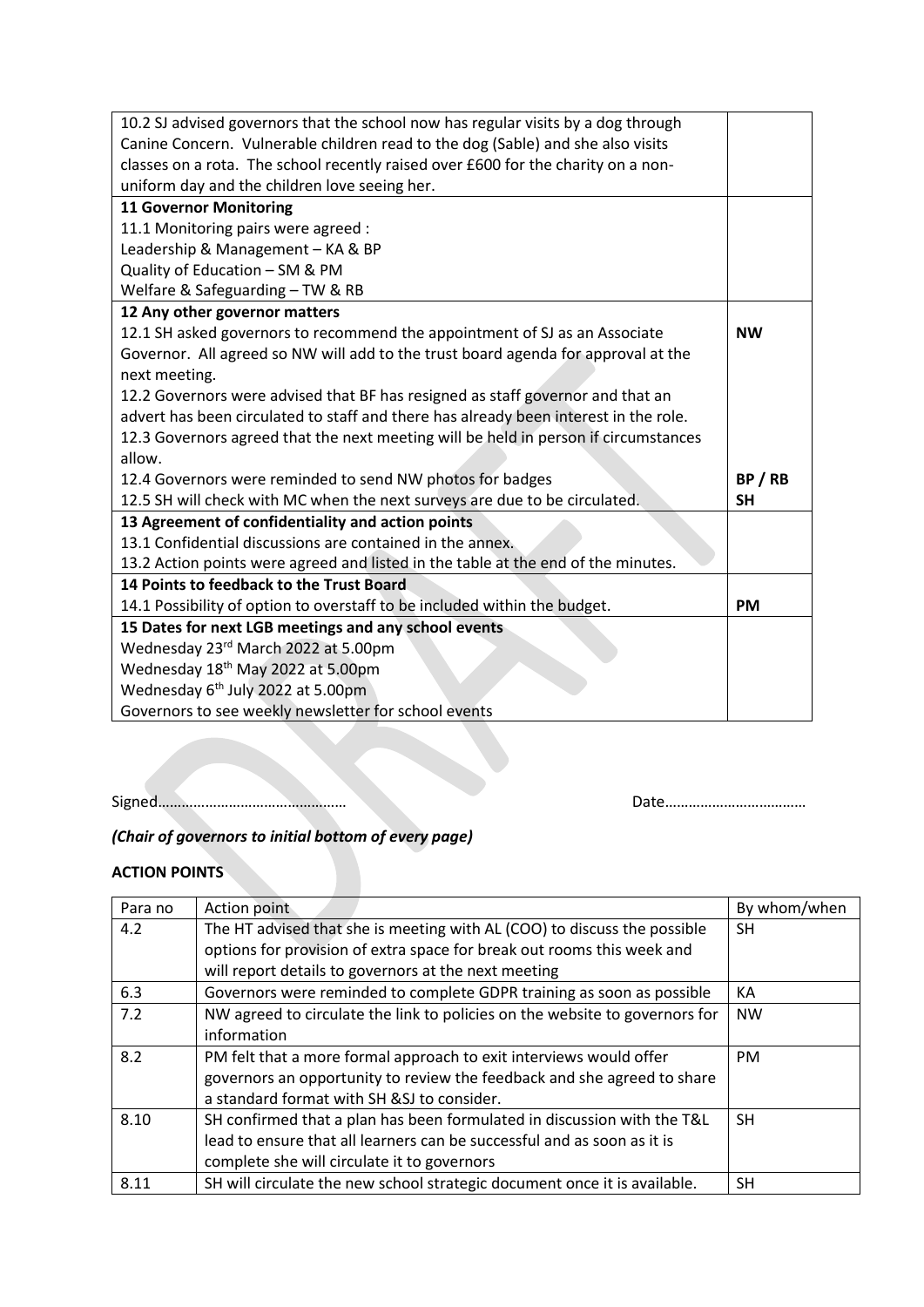| | |
|---|---|
| 10.2 SJ advised governors that the school now has regular visits by a dog through Canine Concern. Vulnerable children read to the dog (Sable) and she also visits classes on a rota. The school recently raised over £600 for the charity on a non-uniform day and the children love seeing her. | |
| **11 Governor Monitoring**<br>11.1 Monitoring pairs were agreed :<br>Leadership & Management – KA & BP<br>Quality of Education – SM & PM<br>Welfare & Safeguarding – TW & RB | |
| **12 Any other governor matters**<br>12.1 SH asked governors to recommend the appointment of SJ as an Associate Governor. All agreed so NW will add to the trust board agenda for approval at the next meeting.<br>12.2 Governors were advised that BF has resigned as staff governor and that an advert has been circulated to staff and there has already been interest in the role.<br>12.3 Governors agreed that the next meeting will be held in person if circumstances allow.<br>12.4 Governors were reminded to send NW photos for badges<br>12.5 SH will check with MC when the next surveys are due to be circulated. | **NW**<br><br><br><br><br><br><br>**BP / RB**<br>**SH** |
| **13 Agreement of confidentiality and action points**<br>13.1 Confidential discussions are contained in the annex.<br>13.2 Action points were agreed and listed in the table at the end of the minutes. | |
| **14 Points to feedback to the Trust Board**<br>14.1 Possibility of option to overstaff to be included within the budget. | **PM** |
| **15 Dates for next LGB meetings and any school events**<br>Wednesday 23rd March 2022 at 5.00pm<br>Wednesday 18th May 2022 at 5.00pm<br>Wednesday 6th July 2022 at 5.00pm<br>Governors to see weekly newsletter for school events | |

Signed………………………………………… Date………………………………

***(Chair of governors to initial bottom of every page)***

**ACTION POINTS**

| Para no | Action point | By whom/when |
|---|---|---|
| 4.2 | The HT advised that she is meeting with AL (COO) to discuss the possible options for provision of extra space for break out rooms this week and will report details to governors at the next meeting | SH |
| 6.3 | Governors were reminded to complete GDPR training as soon as possible | KA |
| 7.2 | NW agreed to circulate the link to policies on the website to governors for information | NW |
| 8.2 | PM felt that a more formal approach to exit interviews would offer governors an opportunity to review the feedback and she agreed to share a standard format with SH &SJ to consider. | PM |
| 8.10 | SH confirmed that a plan has been formulated in discussion with the T&L lead to ensure that all learners can be successful and as soon as it is complete she will circulate it to governors | SH |
| 8.11 | SH will circulate the new school strategic document once it is available. | SH |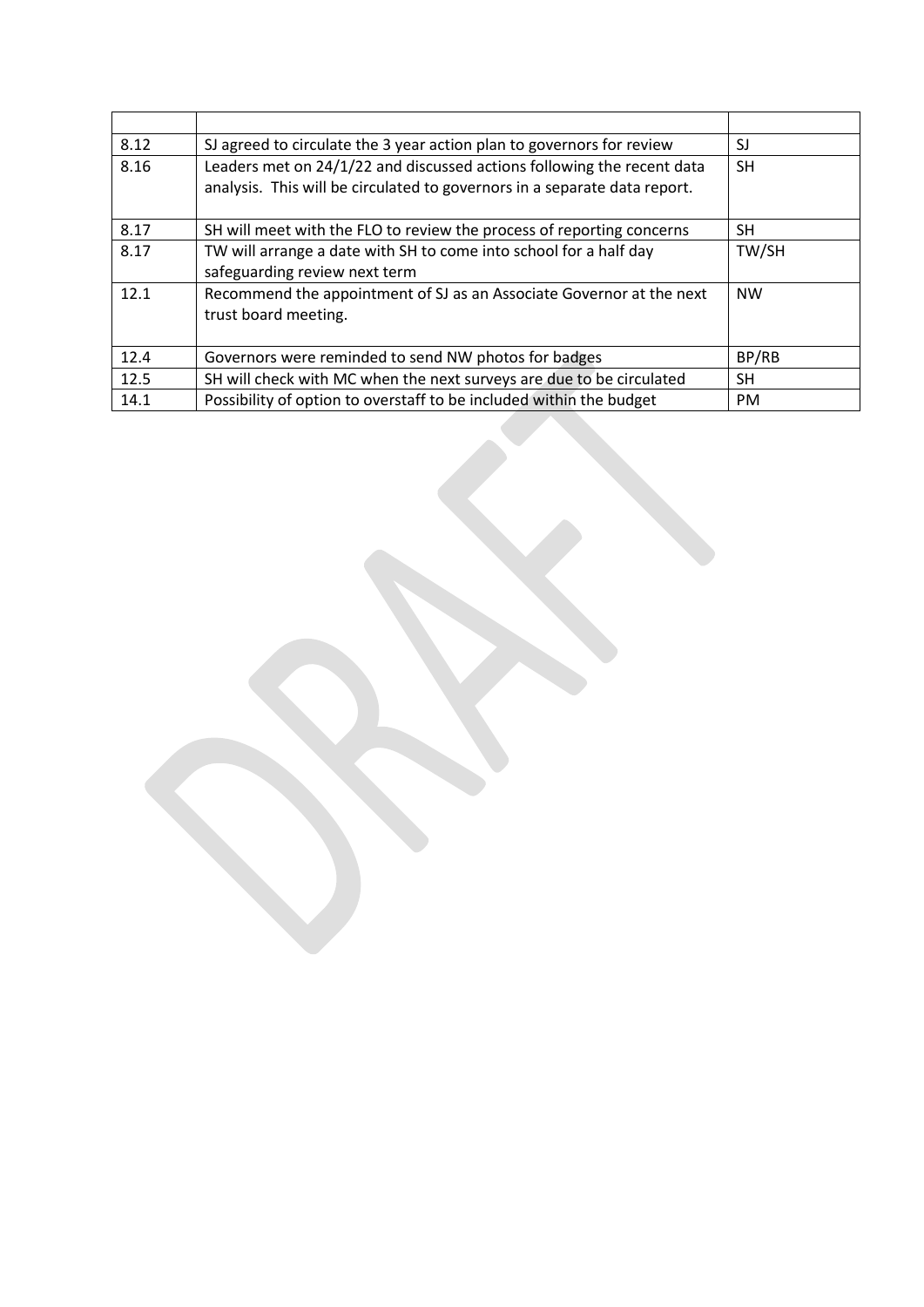| | | |
|---|---|---|
| 8.12 | SJ agreed to circulate the 3 year action plan to governors for review | SJ |
| 8.16 | Leaders met on 24/1/22 and discussed actions following the recent data analysis. This will be circulated to governors in a separate data report. | SH |
| 8.17 | SH will meet with the FLO to review the process of reporting concerns | SH |
| 8.17 | TW will arrange a date with SH to come into school for a half day safeguarding review next term | TW/SH |
| 12.1 | Recommend the appointment of SJ as an Associate Governor at the next trust board meeting. | NW |
| 12.4 | Governors were reminded to send NW photos for badges | BP/RB |
| 12.5 | SH will check with MC when the next surveys are due to be circulated | SH |
| 14.1 | Possibility of option to overstaff to be included within the budget | PM |

DRAFT